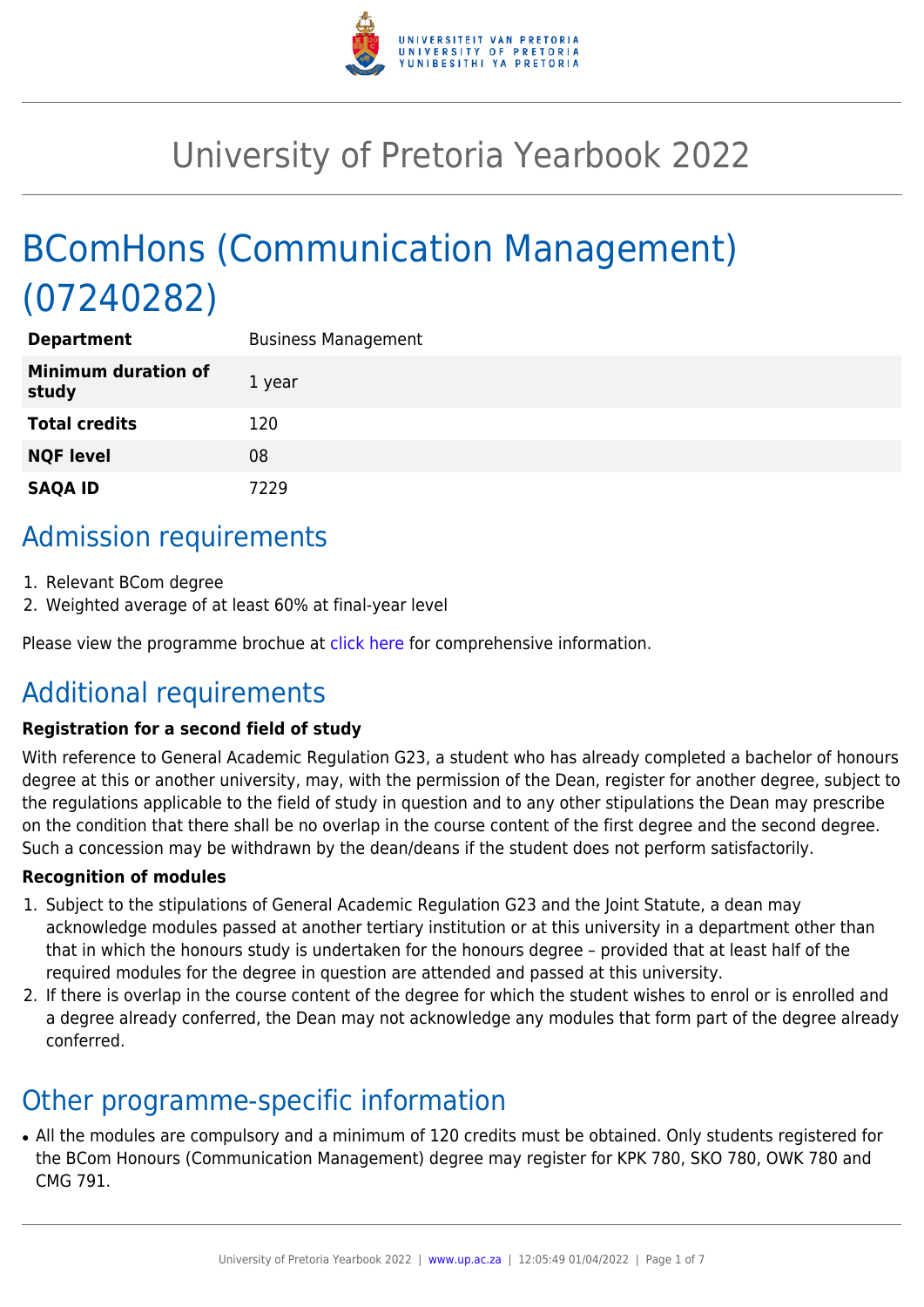# University of Pretoria Yearbook 2022

# BComHons (Communication Management) (07240282)

| | |
|---|---|
| **Department** | Business Management |
| **Minimum duration of study** | 1 year |
| **Total credits** | 120 |
| **NQF level** | 08 |
| **SAQA ID** | 7229 |

## Admission requirements

1. Relevant BCom degree
2. Weighted average of at least 60% at final-year level

Please view the programme brochue at click here for comprehensive information.

## Additional requirements

**Registration for a second field of study**

With reference to General Academic Regulation G23, a student who has already completed a bachelor of honours degree at this or another university, may, with the permission of the Dean, register for another degree, subject to the regulations applicable to the field of study in question and to any other stipulations the Dean may prescribe on the condition that there shall be no overlap in the course content of the first degree and the second degree. Such a concession may be withdrawn by the dean/deans if the student does not perform satisfactorily.

**Recognition of modules**

1. Subject to the stipulations of General Academic Regulation G23 and the Joint Statute, a dean may acknowledge modules passed at another tertiary institution or at this university in a department other than that in which the honours study is undertaken for the honours degree – provided that at least half of the required modules for the degree in question are attended and passed at this university.
2. If there is overlap in the course content of the degree for which the student wishes to enrol or is enrolled and a degree already conferred, the Dean may not acknowledge any modules that form part of the degree already conferred.

## Other programme-specific information

- All the modules are compulsory and a minimum of 120 credits must be obtained. Only students registered for the BCom Honours (Communication Management) degree may register for KPK 780, SKO 780, OWK 780 and CMG 791.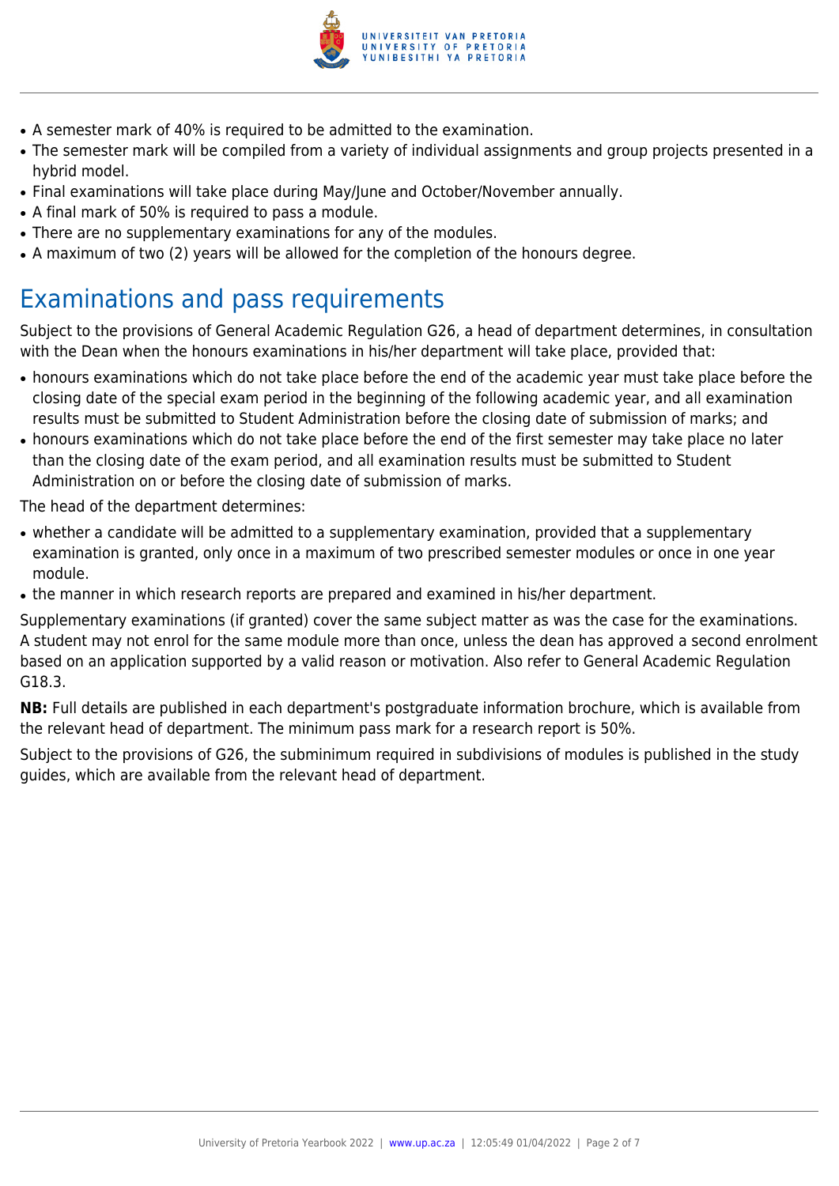- A semester mark of 40% is required to be admitted to the examination.
- The semester mark will be compiled from a variety of individual assignments and group projects presented in a hybrid model.
- Final examinations will take place during May/June and October/November annually.
- A final mark of 50% is required to pass a module.
- There are no supplementary examinations for any of the modules.
- A maximum of two (2) years will be allowed for the completion of the honours degree.

# Examinations and pass requirements

Subject to the provisions of General Academic Regulation G26, a head of department determines, in consultation with the Dean when the honours examinations in his/her department will take place, provided that:

- honours examinations which do not take place before the end of the academic year must take place before the closing date of the special exam period in the beginning of the following academic year, and all examination results must be submitted to Student Administration before the closing date of submission of marks; and
- honours examinations which do not take place before the end of the first semester may take place no later than the closing date of the exam period, and all examination results must be submitted to Student Administration on or before the closing date of submission of marks.

The head of the department determines:

- whether a candidate will be admitted to a supplementary examination, provided that a supplementary examination is granted, only once in a maximum of two prescribed semester modules or once in one year module.
- the manner in which research reports are prepared and examined in his/her department.

Supplementary examinations (if granted) cover the same subject matter as was the case for the examinations. A student may not enrol for the same module more than once, unless the dean has approved a second enrolment based on an application supported by a valid reason or motivation. Also refer to General Academic Regulation G18.3.

**NB:** Full details are published in each department's postgraduate information brochure, which is available from the relevant head of department. The minimum pass mark for a research report is 50%.

Subject to the provisions of G26, the subminimum required in subdivisions of modules is published in the study guides, which are available from the relevant head of department.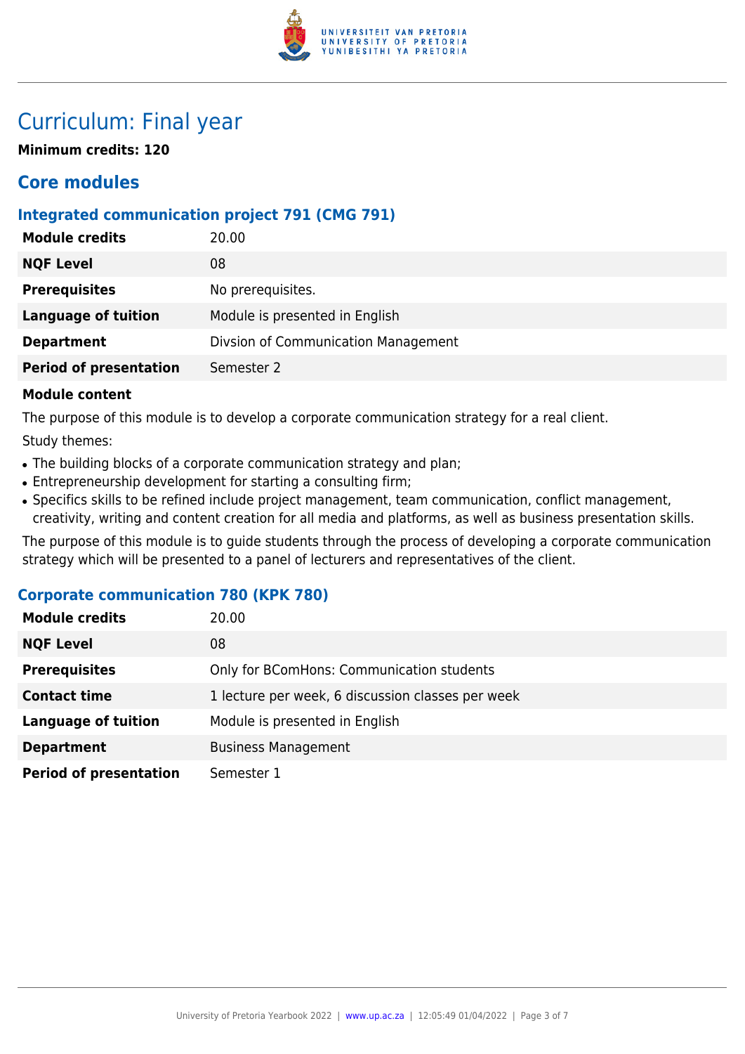# Curriculum: Final year

**Minimum credits: 120**

## Core modules

### Integrated communication project 791 (CMG 791)

| | |
|---|---|
| **Module credits** | 20.00 |
| **NQF Level** | 08 |
| **Prerequisites** | No prerequisites. |
| **Language of tuition** | Module is presented in English |
| **Department** | Divsion of Communication Management |
| **Period of presentation** | Semester 2 |

**Module content**

The purpose of this module is to develop a corporate communication strategy for a real client.

Study themes:

- The building blocks of a corporate communication strategy and plan;
- Entrepreneurship development for starting a consulting firm;
- Specifics skills to be refined include project management, team communication, conflict management, creativity, writing and content creation for all media and platforms, as well as business presentation skills.

The purpose of this module is to guide students through the process of developing a corporate communication strategy which will be presented to a panel of lecturers and representatives of the client.

### Corporate communication 780 (KPK 780)

| | |
|---|---|
| **Module credits** | 20.00 |
| **NQF Level** | 08 |
| **Prerequisites** | Only for BComHons: Communication students |
| **Contact time** | 1 lecture per week, 6 discussion classes per week |
| **Language of tuition** | Module is presented in English |
| **Department** | Business Management |
| **Period of presentation** | Semester 1 |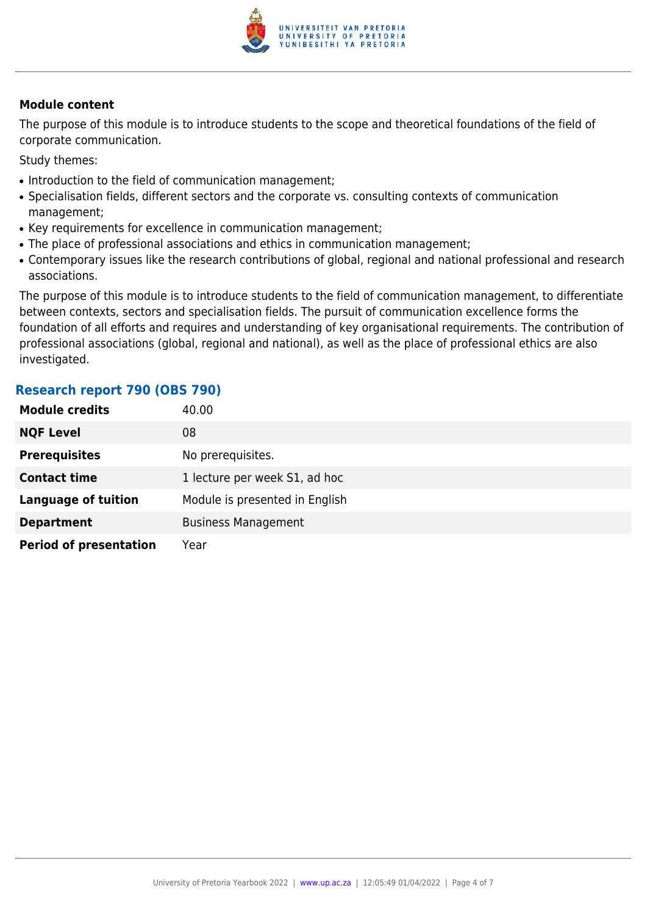**Module content**

The purpose of this module is to introduce students to the scope and theoretical foundations of the field of corporate communication.

Study themes:

- Introduction to the field of communication management;
- Specialisation fields, different sectors and the corporate vs. consulting contexts of communication management;
- Key requirements for excellence in communication management;
- The place of professional associations and ethics in communication management;
- Contemporary issues like the research contributions of global, regional and national professional and research associations.

The purpose of this module is to introduce students to the field of communication management, to differentiate between contexts, sectors and specialisation fields. The pursuit of communication excellence forms the foundation of all efforts and requires and understanding of key organisational requirements. The contribution of professional associations (global, regional and national), as well as the place of professional ethics are also investigated.

## Research report 790 (OBS 790)

| | |
|---|---|
| **Module credits** | 40.00 |
| **NQF Level** | 08 |
| **Prerequisites** | No prerequisites. |
| **Contact time** | 1 lecture per week S1, ad hoc |
| **Language of tuition** | Module is presented in English |
| **Department** | Business Management |
| **Period of presentation** | Year |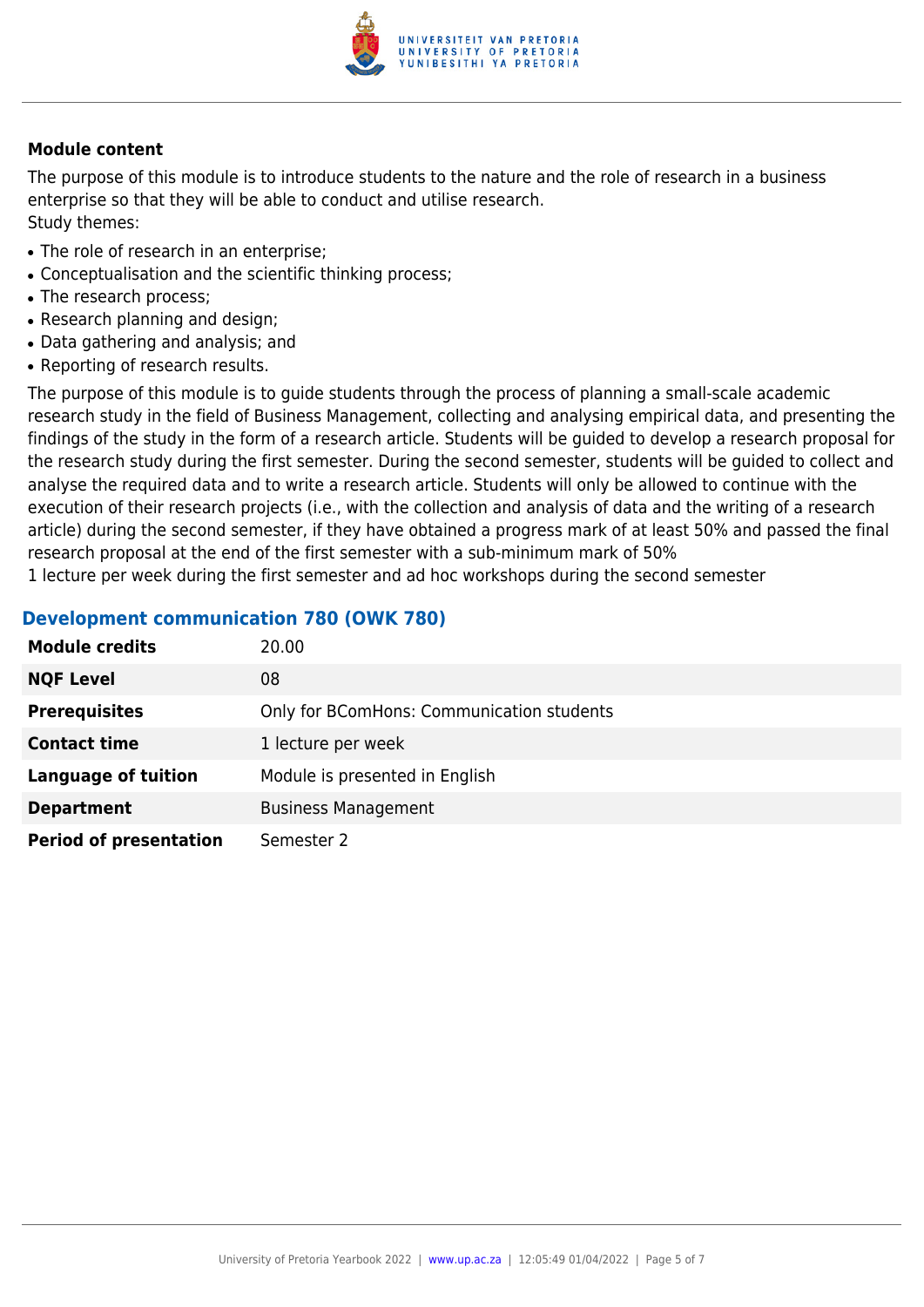**Module content**

The purpose of this module is to introduce students to the nature and the role of research in a business enterprise so that they will be able to conduct and utilise research.
Study themes:

- The role of research in an enterprise;
- Conceptualisation and the scientific thinking process;
- The research process;
- Research planning and design;
- Data gathering and analysis; and
- Reporting of research results.

The purpose of this module is to guide students through the process of planning a small-scale academic research study in the field of Business Management, collecting and analysing empirical data, and presenting the findings of the study in the form of a research article. Students will be guided to develop a research proposal for the research study during the first semester. During the second semester, students will be guided to collect and analyse the required data and to write a research article. Students will only be allowed to continue with the execution of their research projects (i.e., with the collection and analysis of data and the writing of a research article) during the second semester, if they have obtained a progress mark of at least 50% and passed the final research proposal at the end of the first semester with a sub-minimum mark of 50%
1 lecture per week during the first semester and ad hoc workshops during the second semester

### Development communication 780 (OWK 780)

| | |
|---|---|
| **Module credits** | 20.00 |
| **NQF Level** | 08 |
| **Prerequisites** | Only for BComHons: Communication students |
| **Contact time** | 1 lecture per week |
| **Language of tuition** | Module is presented in English |
| **Department** | Business Management |
| **Period of presentation** | Semester 2 |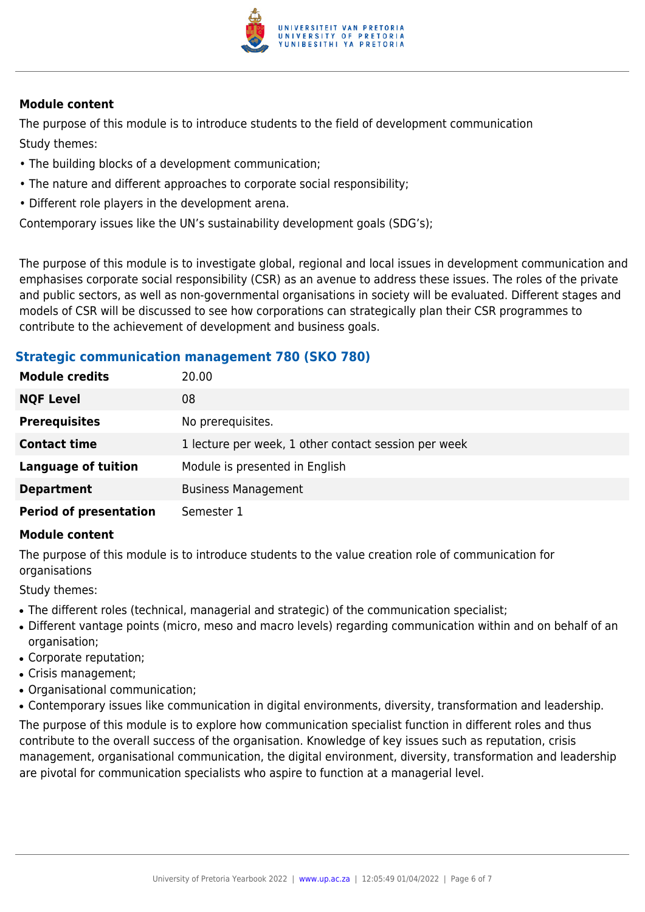**Module content**

The purpose of this module is to introduce students to the field of development communication

Study themes:

- The building blocks of a development communication;
- The nature and different approaches to corporate social responsibility;
- Different role players in the development arena.

Contemporary issues like the UN's sustainability development goals (SDG's);

The purpose of this module is to investigate global, regional and local issues in development communication and emphasises corporate social responsibility (CSR) as an avenue to address these issues. The roles of the private and public sectors, as well as non-governmental organisations in society will be evaluated. Different stages and models of CSR will be discussed to see how corporations can strategically plan their CSR programmes to contribute to the achievement of development and business goals.

### Strategic communication management 780 (SKO 780)

| | |
|---|---|
| **Module credits** | 20.00 |
| **NQF Level** | 08 |
| **Prerequisites** | No prerequisites. |
| **Contact time** | 1 lecture per week, 1 other contact session per week |
| **Language of tuition** | Module is presented in English |
| **Department** | Business Management |
| **Period of presentation** | Semester 1 |

**Module content**

The purpose of this module is to introduce students to the value creation role of communication for organisations

Study themes:

- The different roles (technical, managerial and strategic) of the communication specialist;
- Different vantage points (micro, meso and macro levels) regarding communication within and on behalf of an organisation;
- Corporate reputation;
- Crisis management;
- Organisational communication;
- Contemporary issues like communication in digital environments, diversity, transformation and leadership.

The purpose of this module is to explore how communication specialist function in different roles and thus contribute to the overall success of the organisation. Knowledge of key issues such as reputation, crisis management, organisational communication, the digital environment, diversity, transformation and leadership are pivotal for communication specialists who aspire to function at a managerial level.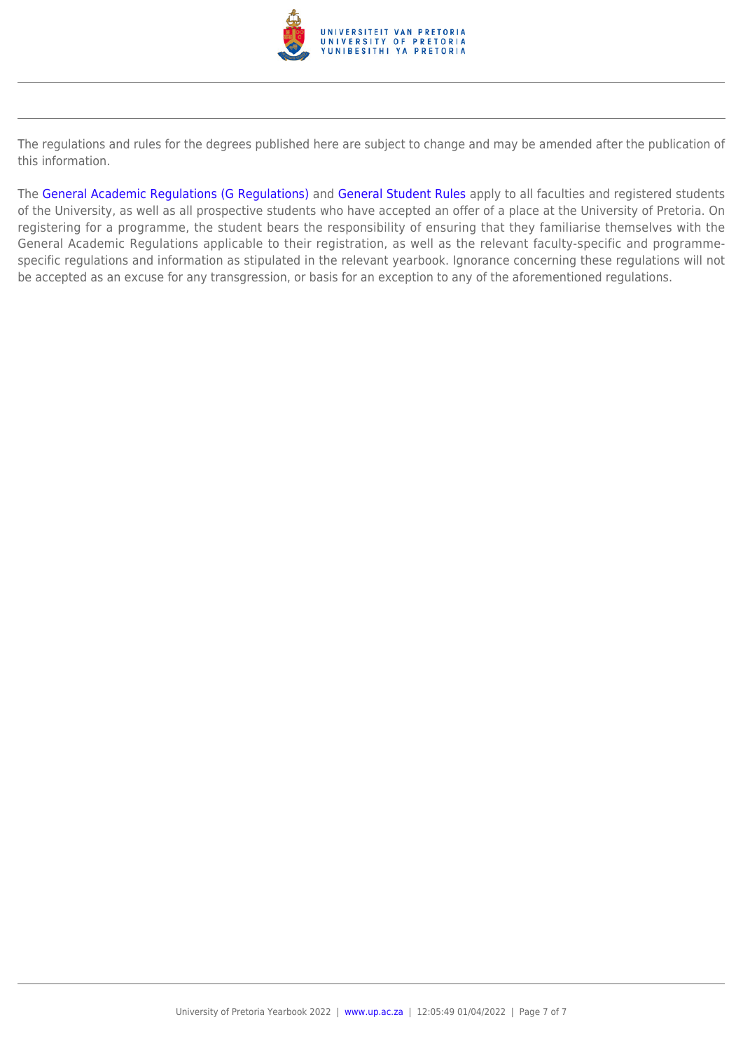The regulations and rules for the degrees published here are subject to change and may be amended after the publication of this information.

The General Academic Regulations (G Regulations) and General Student Rules apply to all faculties and registered students of the University, as well as all prospective students who have accepted an offer of a place at the University of Pretoria. On registering for a programme, the student bears the responsibility of ensuring that they familiarise themselves with the General Academic Regulations applicable to their registration, as well as the relevant faculty-specific and programme-specific regulations and information as stipulated in the relevant yearbook. Ignorance concerning these regulations will not be accepted as an excuse for any transgression, or basis for an exception to any of the aforementioned regulations.